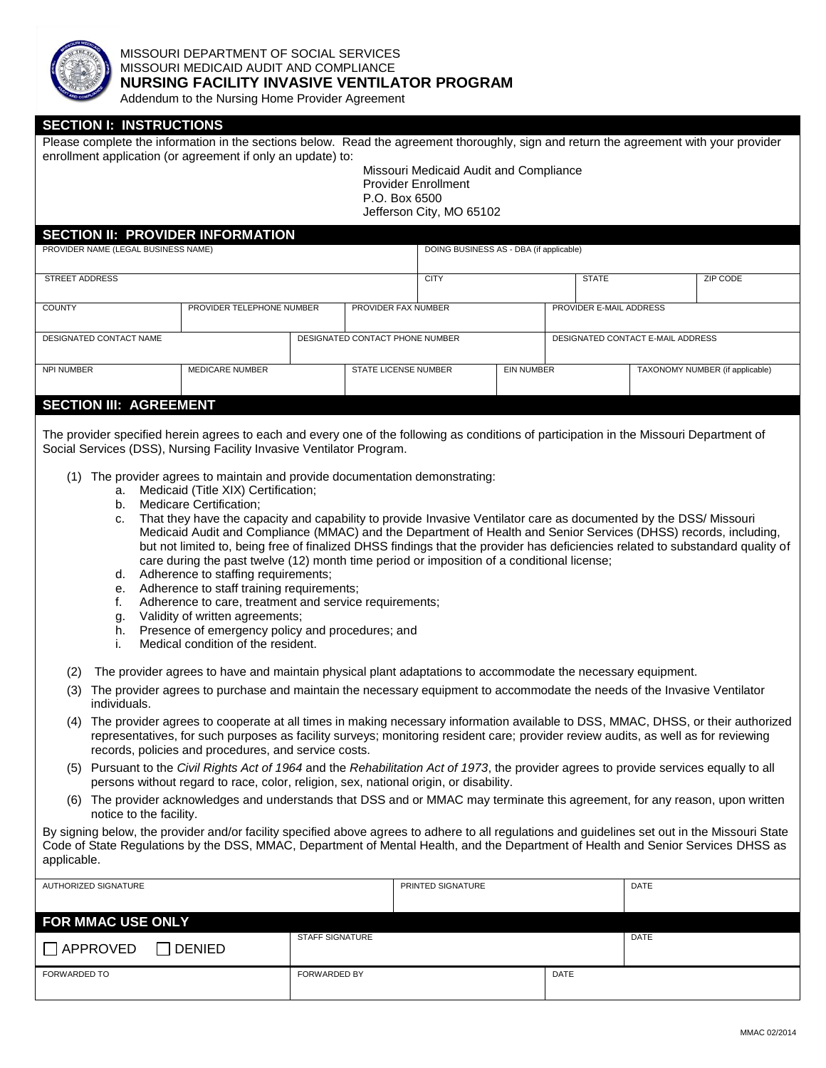MISSOURI DEPARTMENT OF SOCIAL SERVICES
MISSOURI MEDICAID AUDIT AND COMPLIANCE

# NURSING FACILITY INVASIVE VENTILATOR PROGRAM

Addendum to the Nursing Home Provider Agreement

## SECTION I: INSTRUCTIONS

Please complete the information in the sections below. Read the agreement thoroughly, sign and return the agreement with your provider enrollment application (or agreement if only an update) to:

Missouri Medicaid Audit and Compliance
Provider Enrollment
P.O. Box 6500
Jefferson City, MO 65102

## SECTION II: PROVIDER INFORMATION

| PROVIDER NAME (LEGAL BUSINESS NAME) | DOING BUSINESS AS - DBA (if applicable) | | |
|---|---|---|---|
| STREET ADDRESS | CITY | STATE | ZIP CODE |

| COUNTY | PROVIDER TELEPHONE NUMBER | PROVIDER FAX NUMBER | PROVIDER E-MAIL ADDRESS |
|---|---|---|---|

| DESIGNATED CONTACT NAME | DESIGNATED CONTACT PHONE NUMBER | DESIGNATED CONTACT E-MAIL ADDRESS |
|---|---|---|

| NPI NUMBER | MEDICARE NUMBER | STATE LICENSE NUMBER | EIN NUMBER | TAXONOMY NUMBER (if applicable) |
|---|---|---|---|---|

## SECTION III: AGREEMENT

The provider specified herein agrees to each and every one of the following as conditions of participation in the Missouri Department of Social Services (DSS), Nursing Facility Invasive Ventilator Program.

(1) The provider agrees to maintain and provide documentation demonstrating:
   a. Medicaid (Title XIX) Certification;
   b. Medicare Certification;
   c. That they have the capacity and capability to provide Invasive Ventilator care as documented by the DSS/ Missouri Medicaid Audit and Compliance (MMAC) and the Department of Health and Senior Services (DHSS) records, including, but not limited to, being free of finalized DHSS findings that the provider has deficiencies related to substandard quality of care during the past twelve (12) month time period or imposition of a conditional license;
   d. Adherence to staffing requirements;
   e. Adherence to staff training requirements;
   f. Adherence to care, treatment and service requirements;
   g. Validity of written agreements;
   h. Presence of emergency policy and procedures; and
   i. Medical condition of the resident.

(2) The provider agrees to have and maintain physical plant adaptations to accommodate the necessary equipment.

(3) The provider agrees to purchase and maintain the necessary equipment to accommodate the needs of the Invasive Ventilator individuals.

(4) The provider agrees to cooperate at all times in making necessary information available to DSS, MMAC, DHSS, or their authorized representatives, for such purposes as facility surveys; monitoring resident care; provider review audits, as well as for reviewing records, policies and procedures, and service costs.

(5) Pursuant to the *Civil Rights Act of 1964* and the *Rehabilitation Act of 1973*, the provider agrees to provide services equally to all persons without regard to race, color, religion, sex, national origin, or disability.

(6) The provider acknowledges and understands that DSS and or MMAC may terminate this agreement, for any reason, upon written notice to the facility.

By signing below, the provider and/or facility specified above agrees to adhere to all regulations and guidelines set out in the Missouri State Code of State Regulations by the DSS, MMAC, Department of Mental Health, and the Department of Health and Senior Services DHSS as applicable.

| AUTHORIZED SIGNATURE | PRINTED SIGNATURE | DATE |
|---|---|---|

## FOR MMAC USE ONLY

| ☐ APPROVED ☐ DENIED | STAFF SIGNATURE | DATE |
|---|---|---|
| FORWARDED TO | FORWARDED BY | DATE |

MMAC 02/2014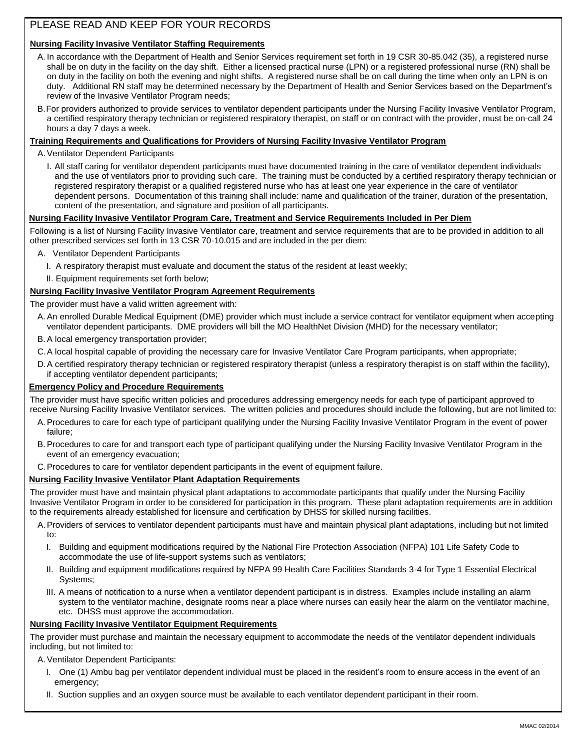# PLEASE READ AND KEEP FOR YOUR RECORDS

**Nursing Facility Invasive Ventilator Staffing Requirements**

A. In accordance with the Department of Health and Senior Services requirement set forth in 19 CSR 30-85.042 (35), a registered nurse shall be on duty in the facility on the day shift. Either a licensed practical nurse (LPN) or a registered professional nurse (RN) shall be on duty in the facility on both the evening and night shifts. A registered nurse shall be on call during the time when only an LPN is on duty. Additional RN staff may be determined necessary by the Department of Health and Senior Services based on the Department's review of the Invasive Ventilator Program needs;

B. For providers authorized to provide services to ventilator dependent participants under the Nursing Facility Invasive Ventilator Program, a certified respiratory therapy technician or registered respiratory therapist, on staff or on contract with the provider, must be on-call 24 hours a day 7 days a week.

**Training Requirements and Qualifications for Providers of Nursing Facility Invasive Ventilator Program**

A. Ventilator Dependent Participants

I. All staff caring for ventilator dependent participants must have documented training in the care of ventilator dependent individuals and the use of ventilators prior to providing such care. The training must be conducted by a certified respiratory therapy technician or registered respiratory therapist or a qualified registered nurse who has at least one year experience in the care of ventilator dependent persons. Documentation of this training shall include: name and qualification of the trainer, duration of the presentation, content of the presentation, and signature and position of all participants.

**Nursing Facility Invasive Ventilator Program Care, Treatment and Service Requirements Included in Per Diem**

Following is a list of Nursing Facility Invasive Ventilator care, treatment and service requirements that are to be provided in addition to all other prescribed services set forth in 13 CSR 70-10.015 and are included in the per diem:

A. Ventilator Dependent Participants

I. A respiratory therapist must evaluate and document the status of the resident at least weekly;

II. Equipment requirements set forth below;

**Nursing Facility Invasive Ventilator Program Agreement Requirements**

The provider must have a valid written agreement with:

A. An enrolled Durable Medical Equipment (DME) provider which must include a service contract for ventilator equipment when accepting ventilator dependent participants. DME providers will bill the MO HealthNet Division (MHD) for the necessary ventilator;

B. A local emergency transportation provider;

C. A local hospital capable of providing the necessary care for Invasive Ventilator Care Program participants, when appropriate;

D. A certified respiratory therapy technician or registered respiratory therapist (unless a respiratory therapist is on staff within the facility), if accepting ventilator dependent participants;

**Emergency Policy and Procedure Requirements**

The provider must have specific written policies and procedures addressing emergency needs for each type of participant approved to receive Nursing Facility Invasive Ventilator services. The written policies and procedures should include the following, but are not limited to:

A. Procedures to care for each type of participant qualifying under the Nursing Facility Invasive Ventilator Program in the event of power failure;

B. Procedures to care for and transport each type of participant qualifying under the Nursing Facility Invasive Ventilator Program in the event of an emergency evacuation;

C. Procedures to care for ventilator dependent participants in the event of equipment failure.

**Nursing Facility Invasive Ventilator Plant Adaptation Requirements**

The provider must have and maintain physical plant adaptations to accommodate participants that qualify under the Nursing Facility Invasive Ventilator Program in order to be considered for participation in this program. These plant adaptation requirements are in addition to the requirements already established for licensure and certification by DHSS for skilled nursing facilities.

A. Providers of services to ventilator dependent participants must have and maintain physical plant adaptations, including but not limited to:

I. Building and equipment modifications required by the National Fire Protection Association (NFPA) 101 Life Safety Code to accommodate the use of life-support systems such as ventilators;

II. Building and equipment modifications required by NFPA 99 Health Care Facilities Standards 3-4 for Type 1 Essential Electrical Systems;

III. A means of notification to a nurse when a ventilator dependent participant is in distress. Examples include installing an alarm system to the ventilator machine, designate rooms near a place where nurses can easily hear the alarm on the ventilator machine, etc. DHSS must approve the accommodation.

**Nursing Facility Invasive Ventilator Equipment Requirements**

The provider must purchase and maintain the necessary equipment to accommodate the needs of the ventilator dependent individuals including, but not limited to:

A. Ventilator Dependent Participants:

I. One (1) Ambu bag per ventilator dependent individual must be placed in the resident's room to ensure access in the event of an emergency;

II. Suction supplies and an oxygen source must be available to each ventilator dependent participant in their room.

MMAC 02/2014